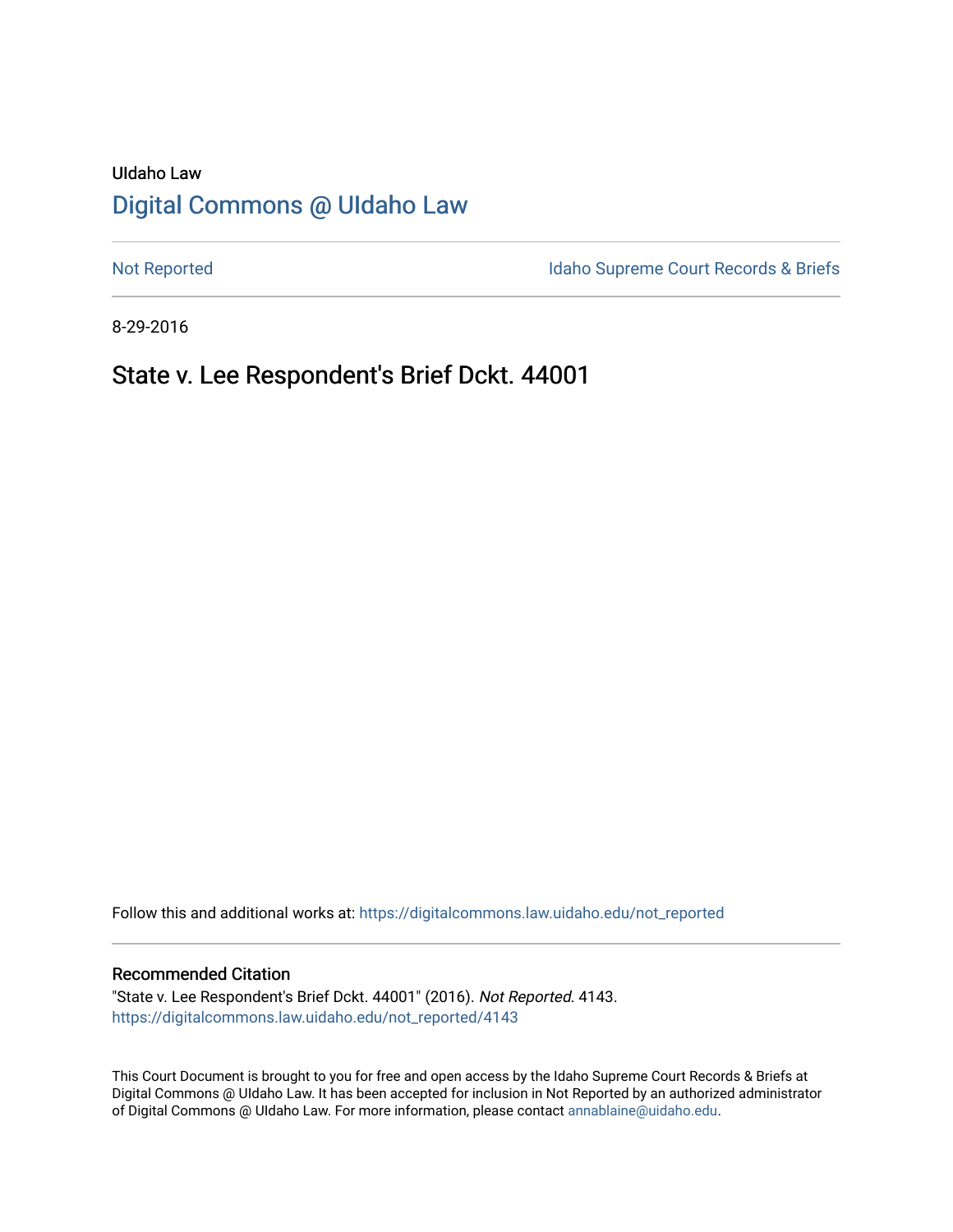UIdaho Law

# Digital Commons @ UIdaho Law

Not Reported

Idaho Supreme Court Records & Briefs

8-29-2016

## State v. Lee Respondent's Brief Dckt. 44001

Follow this and additional works at: https://digitalcommons.law.uidaho.edu/not_reported

### Recommended Citation

"State v. Lee Respondent's Brief Dckt. 44001" (2016). *Not Reported*. 4143.
https://digitalcommons.law.uidaho.edu/not_reported/4143

This Court Document is brought to you for free and open access by the Idaho Supreme Court Records & Briefs at Digital Commons @ UIdaho Law. It has been accepted for inclusion in Not Reported by an authorized administrator of Digital Commons @ UIdaho Law. For more information, please contact annablaine@uidaho.edu.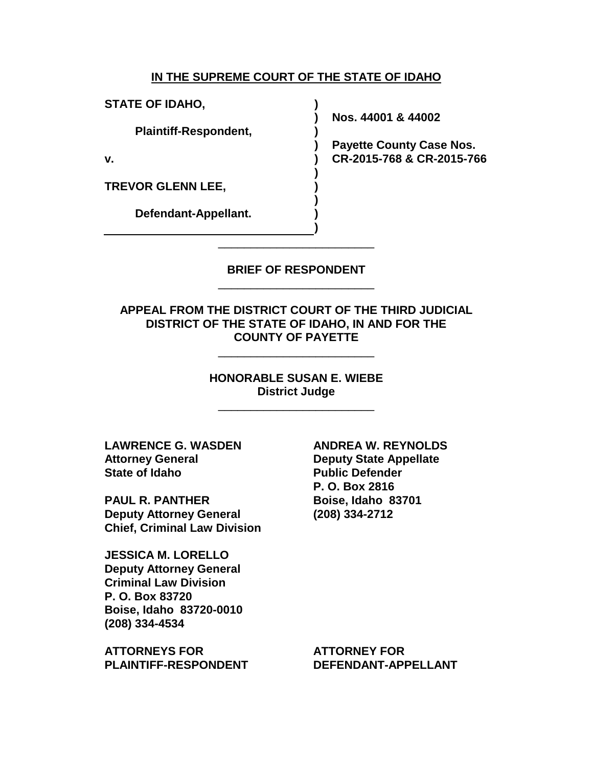**IN THE SUPREME COURT OF THE STATE OF IDAHO**

| | | |
|---|---|---|
| **STATE OF IDAHO,** | **)** | |
| | **)** | **Nos. 44001 & 44002** |
| **Plaintiff-Respondent,** | **)** | |
| | **)** | **Payette County Case Nos.** |
| **v.** | **)** | **CR-2015-768 & CR-2015-766** |
| | **)** | |
| **TREVOR GLENN LEE,** | **)** | |
| | **)** | |
| **Defendant-Appellant.** | **)** | |
| | **)** | |

---

**BRIEF OF RESPONDENT**

---

**APPEAL FROM THE DISTRICT COURT OF THE THIRD JUDICIAL DISTRICT OF THE STATE OF IDAHO, IN AND FOR THE COUNTY OF PAYETTE**

---

**HONORABLE SUSAN E. WIEBE**
**District Judge**

---

**LAWRENCE G. WASDEN**
**Attorney General**
**State of Idaho**

**PAUL R. PANTHER**
**Deputy Attorney General**
**Chief, Criminal Law Division**

**JESSICA M. LORELLO**
**Deputy Attorney General**
**Criminal Law Division**
**P. O. Box 83720**
**Boise, Idaho 83720-0010**
**(208) 334-4534**

**ATTORNEYS FOR**
**PLAINTIFF-RESPONDENT**

**ANDREA W. REYNOLDS**
**Deputy State Appellate**
**Public Defender**
**P. O. Box 2816**
**Boise, Idaho 83701**
**(208) 334-2712**

**ATTORNEY FOR**
**DEFENDANT-APPELLANT**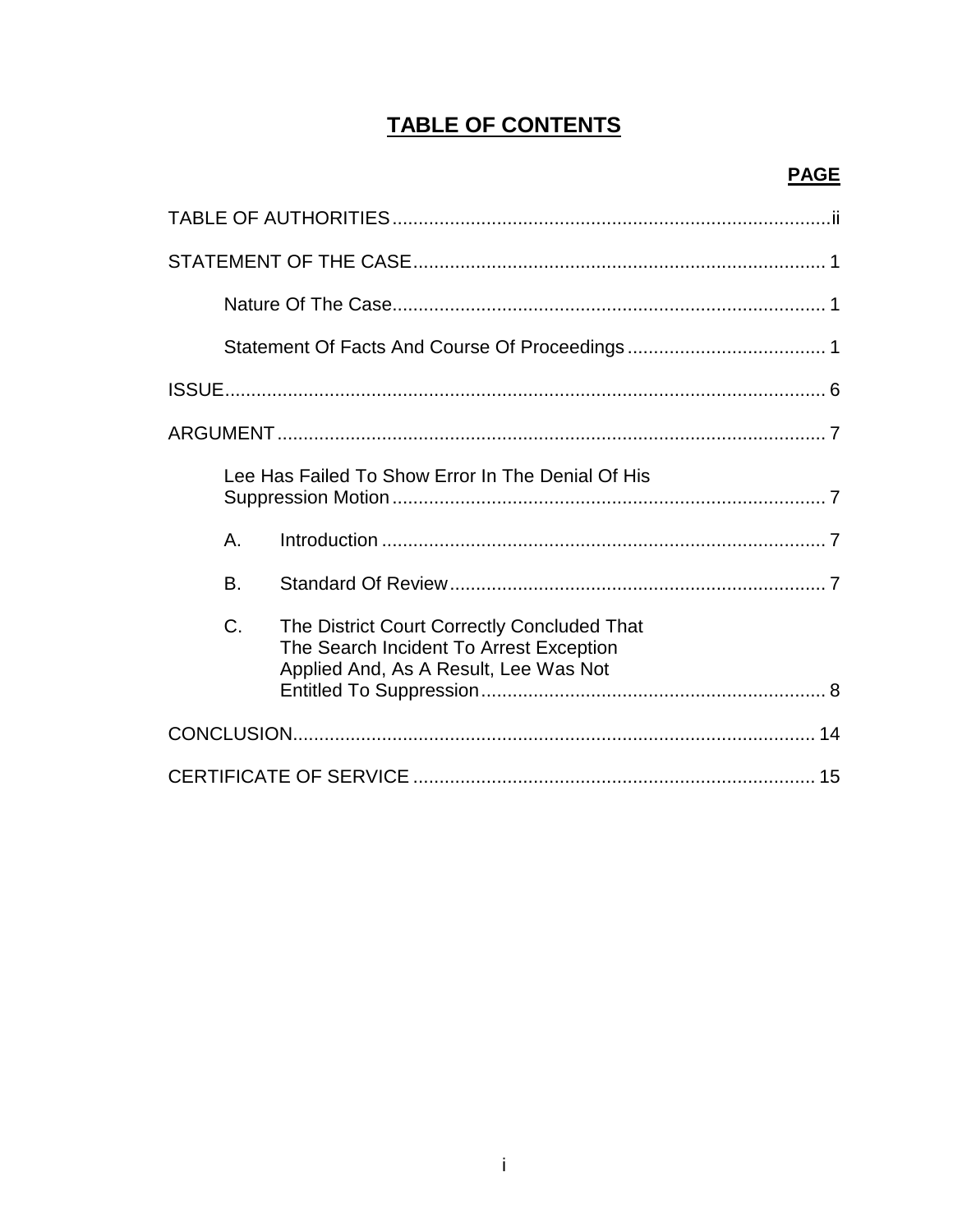# TABLE OF CONTENTS

| | PAGE |
|---|---|
| TABLE OF AUTHORITIES | ii |
| STATEMENT OF THE CASE | 1 |
| Nature Of The Case | 1 |
| Statement Of Facts And Course Of Proceedings | 1 |
| ISSUE | 6 |
| ARGUMENT | 7 |
| Lee Has Failed To Show Error In The Denial Of His Suppression Motion | 7 |
| A. Introduction | 7 |
| B. Standard Of Review | 7 |
| C. The District Court Correctly Concluded That The Search Incident To Arrest Exception Applied And, As A Result, Lee Was Not Entitled To Suppression | 8 |
| CONCLUSION | 14 |
| CERTIFICATE OF SERVICE | 15 |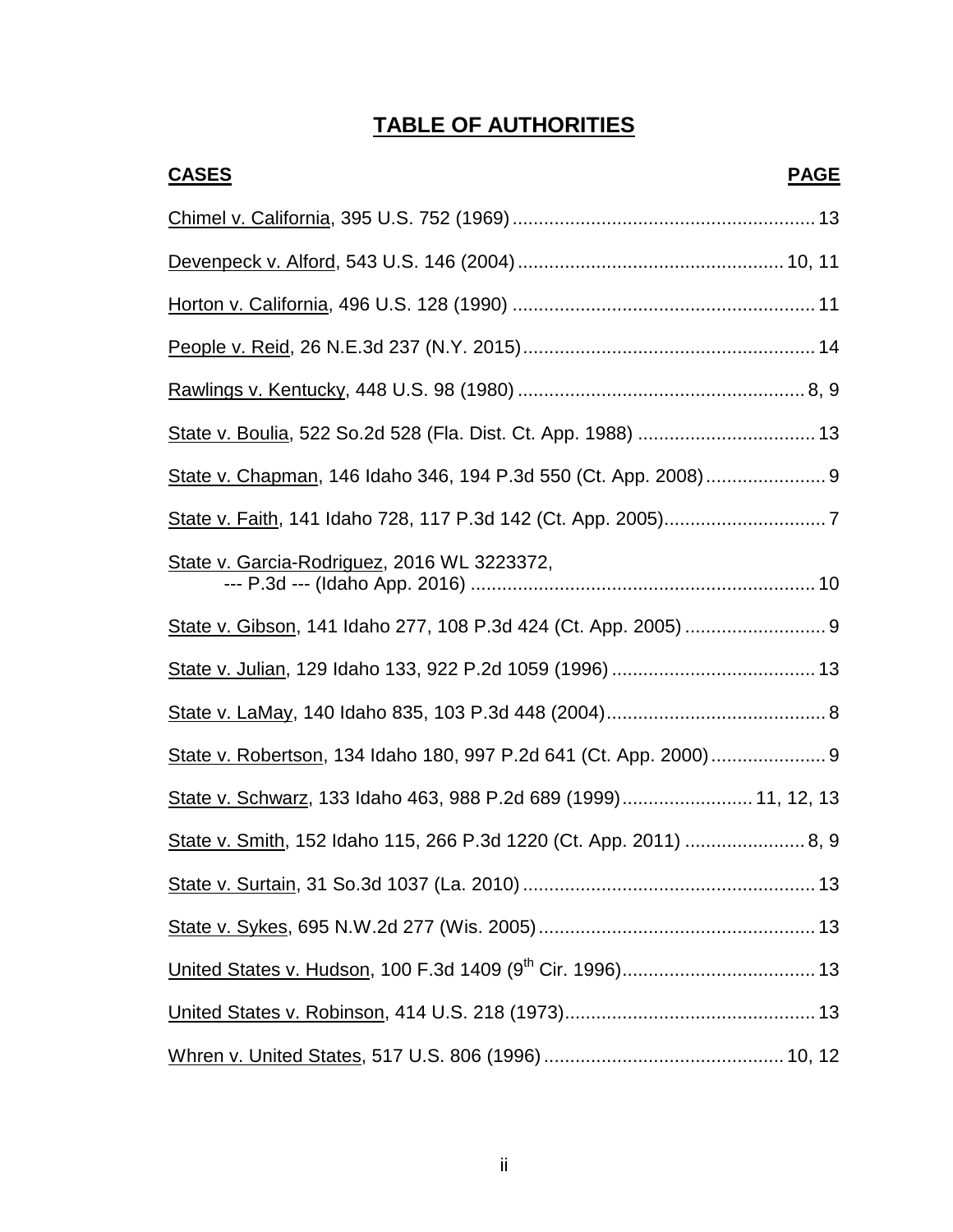# TABLE OF AUTHORITIES

| CASES | PAGE |
|---|---|
| Chimel v. California, 395 U.S. 752 (1969) | 13 |
| Devenpeck v. Alford, 543 U.S. 146 (2004) | 10, 11 |
| Horton v. California, 496 U.S. 128 (1990) | 11 |
| People v. Reid, 26 N.E.3d 237 (N.Y. 2015) | 14 |
| Rawlings v. Kentucky, 448 U.S. 98 (1980) | 8, 9 |
| State v. Boulia, 522 So.2d 528 (Fla. Dist. Ct. App. 1988) | 13 |
| State v. Chapman, 146 Idaho 346, 194 P.3d 550 (Ct. App. 2008) | 9 |
| State v. Faith, 141 Idaho 728, 117 P.3d 142 (Ct. App. 2005) | 7 |
| State v. Garcia-Rodriguez, 2016 WL 3223372, --- P.3d --- (Idaho App. 2016) | 10 |
| State v. Gibson, 141 Idaho 277, 108 P.3d 424 (Ct. App. 2005) | 9 |
| State v. Julian, 129 Idaho 133, 922 P.2d 1059 (1996) | 13 |
| State v. LaMay, 140 Idaho 835, 103 P.3d 448 (2004) | 8 |
| State v. Robertson, 134 Idaho 180, 997 P.2d 641 (Ct. App. 2000) | 9 |
| State v. Schwarz, 133 Idaho 463, 988 P.2d 689 (1999) | 11, 12, 13 |
| State v. Smith, 152 Idaho 115, 266 P.3d 1220 (Ct. App. 2011) | 8, 9 |
| State v. Surtain, 31 So.3d 1037 (La. 2010) | 13 |
| State v. Sykes, 695 N.W.2d 277 (Wis. 2005) | 13 |
| United States v. Hudson, 100 F.3d 1409 (9th Cir. 1996) | 13 |
| United States v. Robinson, 414 U.S. 218 (1973) | 13 |
| Whren v. United States, 517 U.S. 806 (1996) | 10, 12 |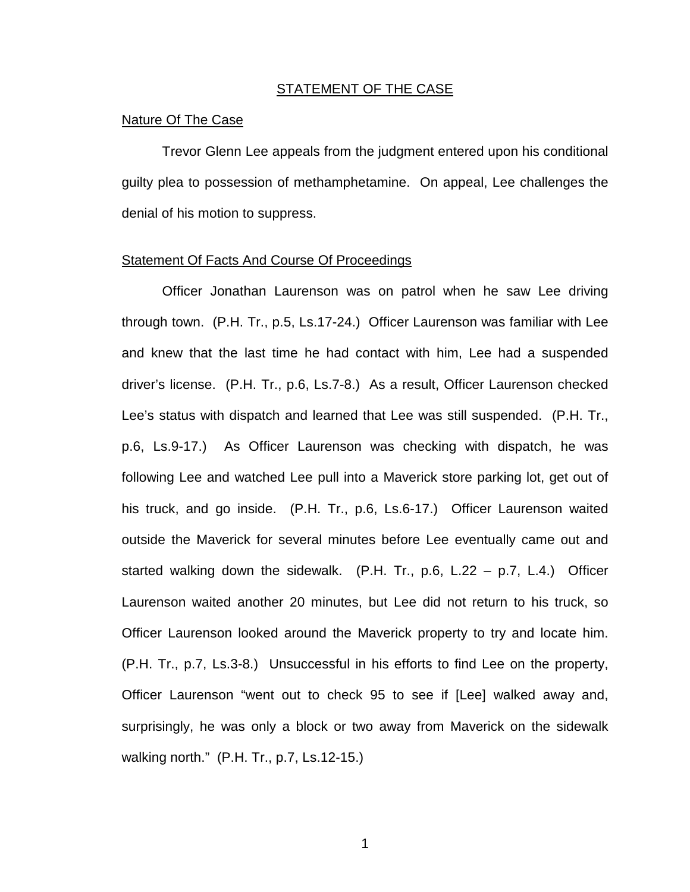## STATEMENT OF THE CASE

### Nature Of The Case

Trevor Glenn Lee appeals from the judgment entered upon his conditional guilty plea to possession of methamphetamine. On appeal, Lee challenges the denial of his motion to suppress.

### Statement Of Facts And Course Of Proceedings

Officer Jonathan Laurenson was on patrol when he saw Lee driving through town. (P.H. Tr., p.5, Ls.17-24.) Officer Laurenson was familiar with Lee and knew that the last time he had contact with him, Lee had a suspended driver's license. (P.H. Tr., p.6, Ls.7-8.) As a result, Officer Laurenson checked Lee's status with dispatch and learned that Lee was still suspended. (P.H. Tr., p.6, Ls.9-17.) As Officer Laurenson was checking with dispatch, he was following Lee and watched Lee pull into a Maverick store parking lot, get out of his truck, and go inside. (P.H. Tr., p.6, Ls.6-17.) Officer Laurenson waited outside the Maverick for several minutes before Lee eventually came out and started walking down the sidewalk. (P.H. Tr., p.6, L.22 – p.7, L.4.) Officer Laurenson waited another 20 minutes, but Lee did not return to his truck, so Officer Laurenson looked around the Maverick property to try and locate him. (P.H. Tr., p.7, Ls.3-8.) Unsuccessful in his efforts to find Lee on the property, Officer Laurenson "went out to check 95 to see if [Lee] walked away and, surprisingly, he was only a block or two away from Maverick on the sidewalk walking north." (P.H. Tr., p.7, Ls.12-15.)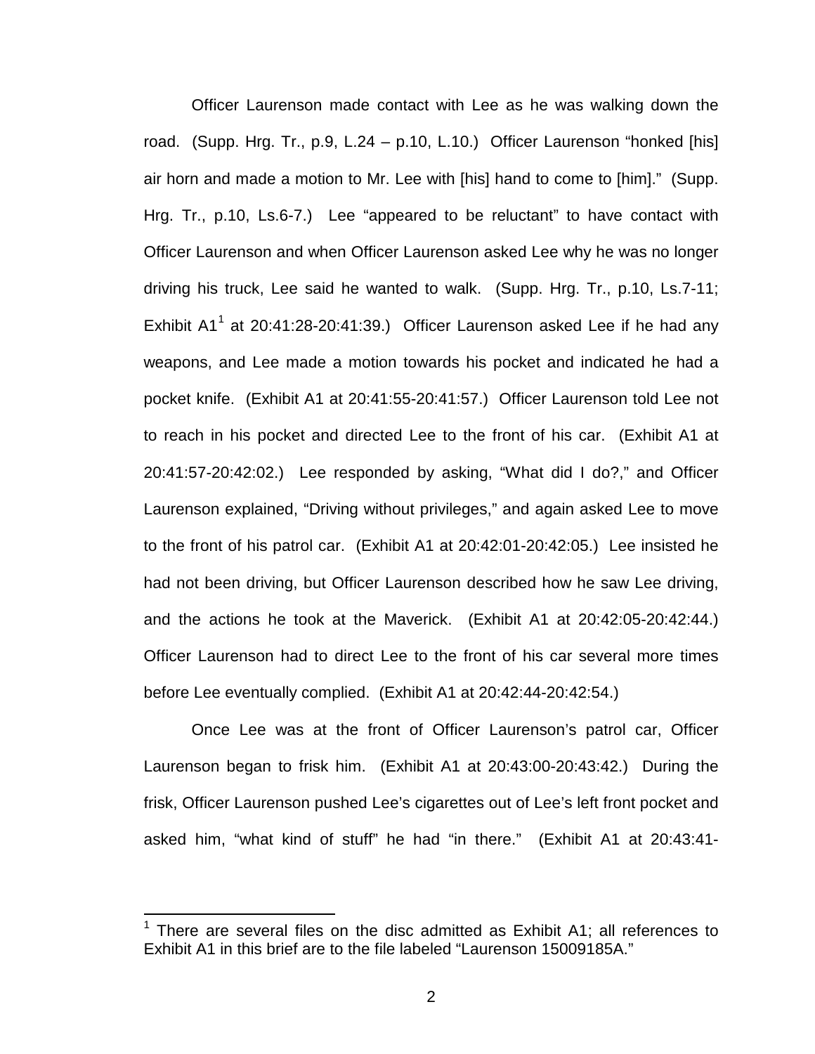Officer Laurenson made contact with Lee as he was walking down the road. (Supp. Hrg. Tr., p.9, L.24 – p.10, L.10.) Officer Laurenson "honked [his] air horn and made a motion to Mr. Lee with [his] hand to come to [him]." (Supp. Hrg. Tr., p.10, Ls.6-7.) Lee "appeared to be reluctant" to have contact with Officer Laurenson and when Officer Laurenson asked Lee why he was no longer driving his truck, Lee said he wanted to walk. (Supp. Hrg. Tr., p.10, Ls.7-11; Exhibit A1[1] at 20:41:28-20:41:39.) Officer Laurenson asked Lee if he had any weapons, and Lee made a motion towards his pocket and indicated he had a pocket knife. (Exhibit A1 at 20:41:55-20:41:57.) Officer Laurenson told Lee not to reach in his pocket and directed Lee to the front of his car. (Exhibit A1 at 20:41:57-20:42:02.) Lee responded by asking, "What did I do?," and Officer Laurenson explained, "Driving without privileges," and again asked Lee to move to the front of his patrol car. (Exhibit A1 at 20:42:01-20:42:05.) Lee insisted he had not been driving, but Officer Laurenson described how he saw Lee driving, and the actions he took at the Maverick. (Exhibit A1 at 20:42:05-20:42:44.) Officer Laurenson had to direct Lee to the front of his car several more times before Lee eventually complied. (Exhibit A1 at 20:42:44-20:42:54.)

Once Lee was at the front of Officer Laurenson's patrol car, Officer Laurenson began to frisk him. (Exhibit A1 at 20:43:00-20:43:42.) During the frisk, Officer Laurenson pushed Lee's cigarettes out of Lee's left front pocket and asked him, "what kind of stuff" he had "in there." (Exhibit A1 at 20:43:41-

[1] There are several files on the disc admitted as Exhibit A1; all references to Exhibit A1 in this brief are to the file labeled "Laurenson 15009185A."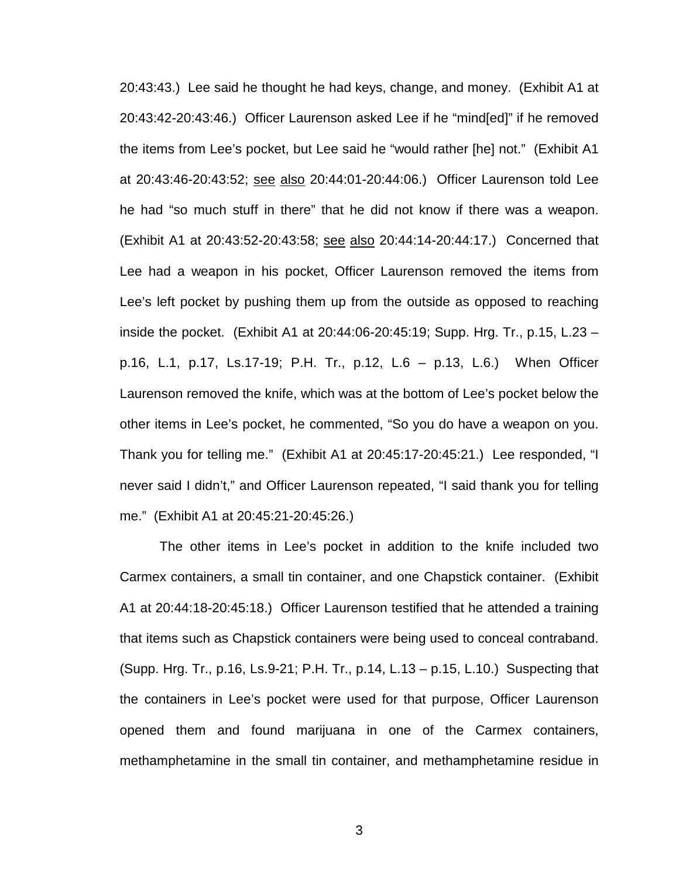20:43:43.) Lee said he thought he had keys, change, and money. (Exhibit A1 at 20:43:42-20:43:46.) Officer Laurenson asked Lee if he "mind[ed]" if he removed the items from Lee's pocket, but Lee said he "would rather [he] not." (Exhibit A1 at 20:43:46-20:43:52; see also 20:44:01-20:44:06.) Officer Laurenson told Lee he had "so much stuff in there" that he did not know if there was a weapon. (Exhibit A1 at 20:43:52-20:43:58; see also 20:44:14-20:44:17.) Concerned that Lee had a weapon in his pocket, Officer Laurenson removed the items from Lee's left pocket by pushing them up from the outside as opposed to reaching inside the pocket. (Exhibit A1 at 20:44:06-20:45:19; Supp. Hrg. Tr., p.15, L.23 – p.16, L.1, p.17, Ls.17-19; P.H. Tr., p.12, L.6 – p.13, L.6.) When Officer Laurenson removed the knife, which was at the bottom of Lee's pocket below the other items in Lee's pocket, he commented, "So you do have a weapon on you. Thank you for telling me." (Exhibit A1 at 20:45:17-20:45:21.) Lee responded, "I never said I didn't," and Officer Laurenson repeated, "I said thank you for telling me." (Exhibit A1 at 20:45:21-20:45:26.)

The other items in Lee's pocket in addition to the knife included two Carmex containers, a small tin container, and one Chapstick container. (Exhibit A1 at 20:44:18-20:45:18.) Officer Laurenson testified that he attended a training that items such as Chapstick containers were being used to conceal contraband. (Supp. Hrg. Tr., p.16, Ls.9-21; P.H. Tr., p.14, L.13 – p.15, L.10.) Suspecting that the containers in Lee's pocket were used for that purpose, Officer Laurenson opened them and found marijuana in one of the Carmex containers, methamphetamine in the small tin container, and methamphetamine residue in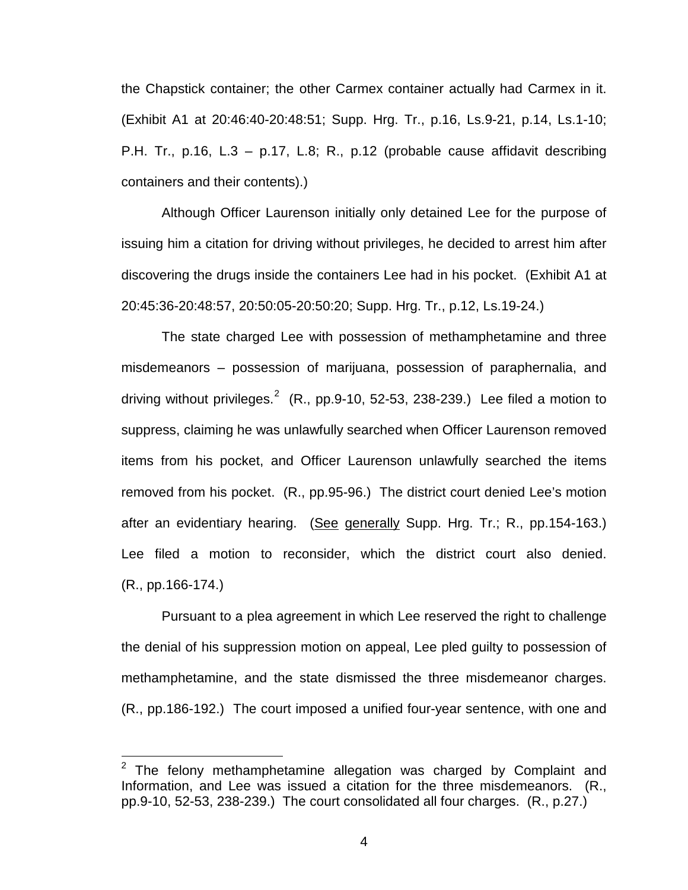the Chapstick container; the other Carmex container actually had Carmex in it. (Exhibit A1 at 20:46:40-20:48:51; Supp. Hrg. Tr., p.16, Ls.9-21, p.14, Ls.1-10; P.H. Tr., p.16, L.3 – p.17, L.8; R., p.12 (probable cause affidavit describing containers and their contents).)

Although Officer Laurenson initially only detained Lee for the purpose of issuing him a citation for driving without privileges, he decided to arrest him after discovering the drugs inside the containers Lee had in his pocket. (Exhibit A1 at 20:45:36-20:48:57, 20:50:05-20:50:20; Supp. Hrg. Tr., p.12, Ls.19-24.)

The state charged Lee with possession of methamphetamine and three misdemeanors – possession of marijuana, possession of paraphernalia, and driving without privileges.[2] (R., pp.9-10, 52-53, 238-239.) Lee filed a motion to suppress, claiming he was unlawfully searched when Officer Laurenson removed items from his pocket, and Officer Laurenson unlawfully searched the items removed from his pocket. (R., pp.95-96.) The district court denied Lee's motion after an evidentiary hearing. (See generally Supp. Hrg. Tr.; R., pp.154-163.) Lee filed a motion to reconsider, which the district court also denied. (R., pp.166-174.)

Pursuant to a plea agreement in which Lee reserved the right to challenge the denial of his suppression motion on appeal, Lee pled guilty to possession of methamphetamine, and the state dismissed the three misdemeanor charges. (R., pp.186-192.) The court imposed a unified four-year sentence, with one and

---

[2] The felony methamphetamine allegation was charged by Complaint and Information, and Lee was issued a citation for the three misdemeanors. (R., pp.9-10, 52-53, 238-239.) The court consolidated all four charges. (R., p.27.)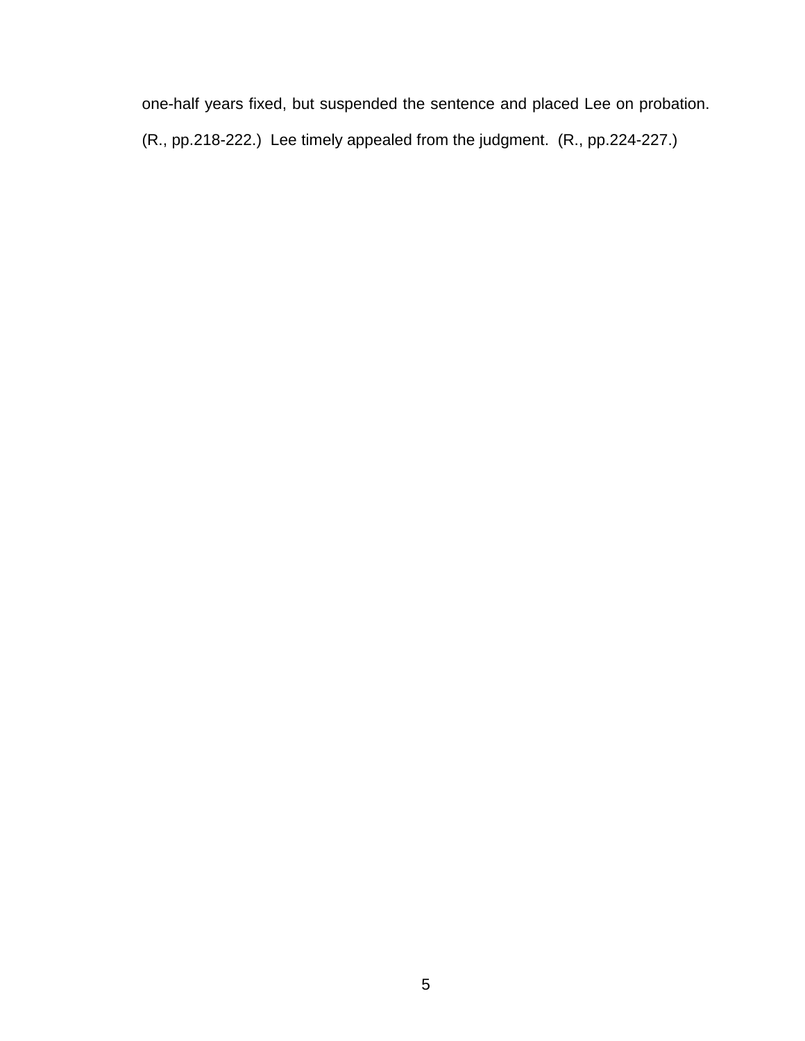one-half years fixed, but suspended the sentence and placed Lee on probation. (R., pp.218-222.) Lee timely appealed from the judgment. (R., pp.224-227.)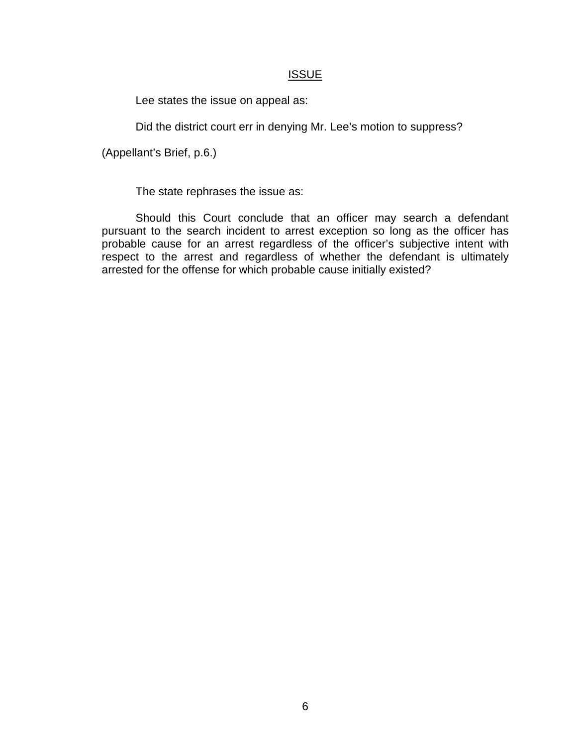## ISSUE

Lee states the issue on appeal as:

Did the district court err in denying Mr. Lee's motion to suppress?

(Appellant's Brief, p.6.)

The state rephrases the issue as:

Should this Court conclude that an officer may search a defendant pursuant to the search incident to arrest exception so long as the officer has probable cause for an arrest regardless of the officer's subjective intent with respect to the arrest and regardless of whether the defendant is ultimately arrested for the offense for which probable cause initially existed?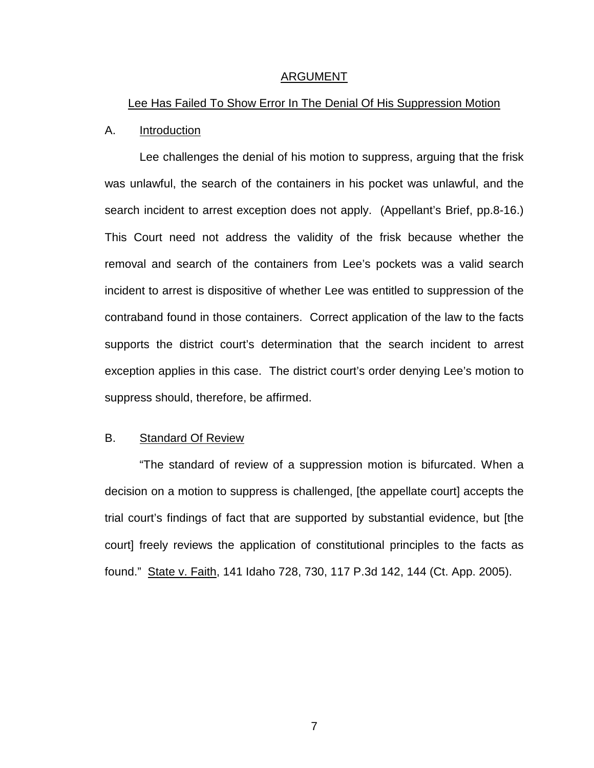## ARGUMENT

### Lee Has Failed To Show Error In The Denial Of His Suppression Motion

#### A. Introduction

Lee challenges the denial of his motion to suppress, arguing that the frisk was unlawful, the search of the containers in his pocket was unlawful, and the search incident to arrest exception does not apply. (Appellant's Brief, pp.8-16.) This Court need not address the validity of the frisk because whether the removal and search of the containers from Lee's pockets was a valid search incident to arrest is dispositive of whether Lee was entitled to suppression of the contraband found in those containers. Correct application of the law to the facts supports the district court's determination that the search incident to arrest exception applies in this case. The district court's order denying Lee's motion to suppress should, therefore, be affirmed.

#### B. Standard Of Review

"The standard of review of a suppression motion is bifurcated. When a decision on a motion to suppress is challenged, [the appellate court] accepts the trial court's findings of fact that are supported by substantial evidence, but [the court] freely reviews the application of constitutional principles to the facts as found." State v. Faith, 141 Idaho 728, 730, 117 P.3d 142, 144 (Ct. App. 2005).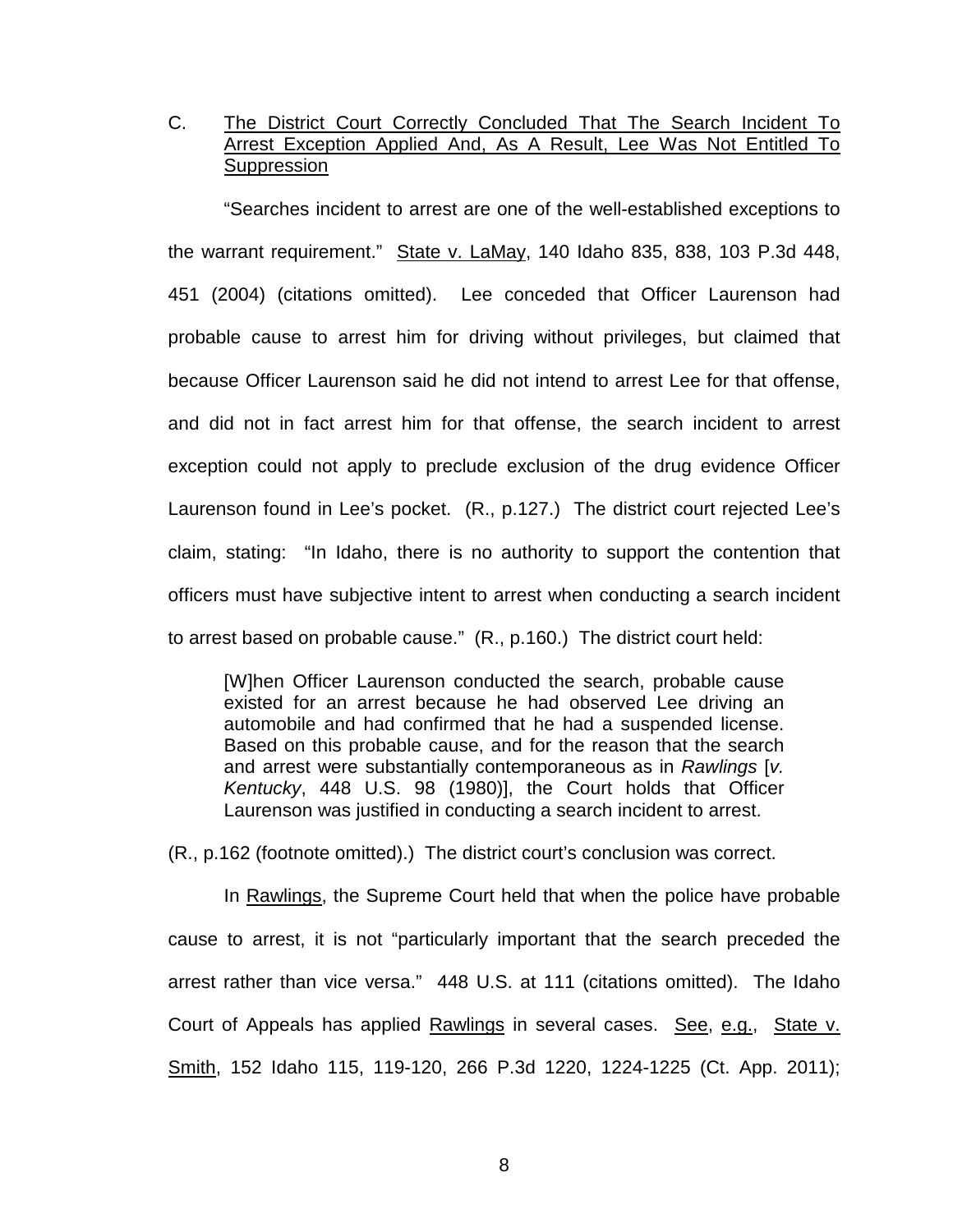C. The District Court Correctly Concluded That The Search Incident To Arrest Exception Applied And, As A Result, Lee Was Not Entitled To Suppression

"Searches incident to arrest are one of the well-established exceptions to the warrant requirement." State v. LaMay, 140 Idaho 835, 838, 103 P.3d 448, 451 (2004) (citations omitted). Lee conceded that Officer Laurenson had probable cause to arrest him for driving without privileges, but claimed that because Officer Laurenson said he did not intend to arrest Lee for that offense, and did not in fact arrest him for that offense, the search incident to arrest exception could not apply to preclude exclusion of the drug evidence Officer Laurenson found in Lee's pocket. (R., p.127.) The district court rejected Lee's claim, stating: "In Idaho, there is no authority to support the contention that officers must have subjective intent to arrest when conducting a search incident to arrest based on probable cause." (R., p.160.) The district court held:

> [W]hen Officer Laurenson conducted the search, probable cause existed for an arrest because he had observed Lee driving an automobile and had confirmed that he had a suspended license. Based on this probable cause, and for the reason that the search and arrest were substantially contemporaneous as in *Rawlings* [*v. Kentucky*, 448 U.S. 98 (1980)], the Court holds that Officer Laurenson was justified in conducting a search incident to arrest.

(R., p.162 (footnote omitted).) The district court's conclusion was correct.

In Rawlings, the Supreme Court held that when the police have probable cause to arrest, it is not "particularly important that the search preceded the arrest rather than vice versa." 448 U.S. at 111 (citations omitted). The Idaho Court of Appeals has applied Rawlings in several cases. See, e.g., State v. Smith, 152 Idaho 115, 119-120, 266 P.3d 1220, 1224-1225 (Ct. App. 2011);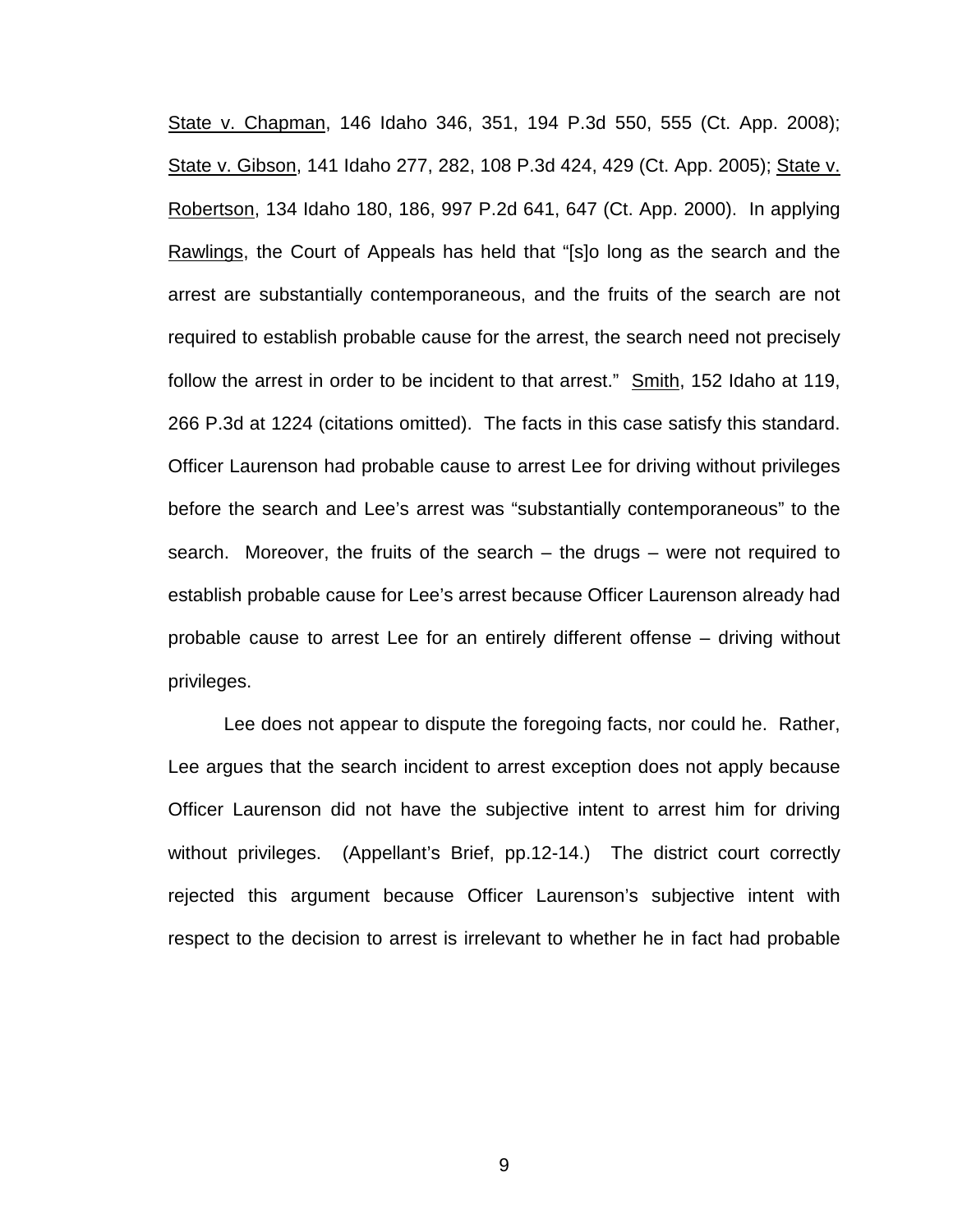State v. Chapman, 146 Idaho 346, 351, 194 P.3d 550, 555 (Ct. App. 2008); State v. Gibson, 141 Idaho 277, 282, 108 P.3d 424, 429 (Ct. App. 2005); State v. Robertson, 134 Idaho 180, 186, 997 P.2d 641, 647 (Ct. App. 2000). In applying Rawlings, the Court of Appeals has held that "[s]o long as the search and the arrest are substantially contemporaneous, and the fruits of the search are not required to establish probable cause for the arrest, the search need not precisely follow the arrest in order to be incident to that arrest." Smith, 152 Idaho at 119, 266 P.3d at 1224 (citations omitted). The facts in this case satisfy this standard. Officer Laurenson had probable cause to arrest Lee for driving without privileges before the search and Lee's arrest was "substantially contemporaneous" to the search. Moreover, the fruits of the search – the drugs – were not required to establish probable cause for Lee's arrest because Officer Laurenson already had probable cause to arrest Lee for an entirely different offense – driving without privileges.

Lee does not appear to dispute the foregoing facts, nor could he. Rather, Lee argues that the search incident to arrest exception does not apply because Officer Laurenson did not have the subjective intent to arrest him for driving without privileges. (Appellant's Brief, pp.12-14.) The district court correctly rejected this argument because Officer Laurenson's subjective intent with respect to the decision to arrest is irrelevant to whether he in fact had probable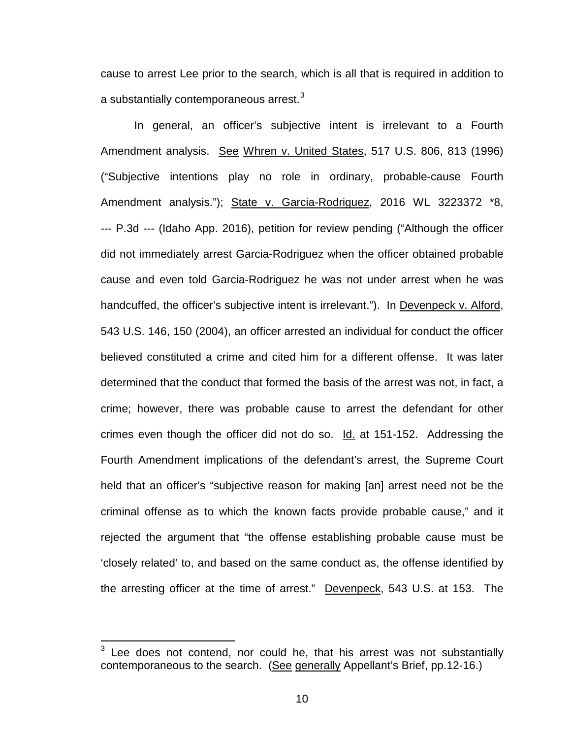cause to arrest Lee prior to the search, which is all that is required in addition to a substantially contemporaneous arrest.[3]

In general, an officer's subjective intent is irrelevant to a Fourth Amendment analysis. See Whren v. United States, 517 U.S. 806, 813 (1996) ("Subjective intentions play no role in ordinary, probable-cause Fourth Amendment analysis."); State v. Garcia-Rodriguez, 2016 WL 3223372 *8, --- P.3d --- (Idaho App. 2016), petition for review pending ("Although the officer did not immediately arrest Garcia-Rodriguez when the officer obtained probable cause and even told Garcia-Rodriguez he was not under arrest when he was handcuffed, the officer's subjective intent is irrelevant."). In Devenpeck v. Alford, 543 U.S. 146, 150 (2004), an officer arrested an individual for conduct the officer believed constituted a crime and cited him for a different offense. It was later determined that the conduct that formed the basis of the arrest was not, in fact, a crime; however, there was probable cause to arrest the defendant for other crimes even though the officer did not do so. Id. at 151-152. Addressing the Fourth Amendment implications of the defendant's arrest, the Supreme Court held that an officer's "subjective reason for making [an] arrest need not be the criminal offense as to which the known facts provide probable cause," and it rejected the argument that "the offense establishing probable cause must be 'closely related' to, and based on the same conduct as, the offense identified by the arresting officer at the time of arrest." Devenpeck, 543 U.S. at 153. The

---

[3] Lee does not contend, nor could he, that his arrest was not substantially contemporaneous to the search. (See generally Appellant's Brief, pp.12-16.)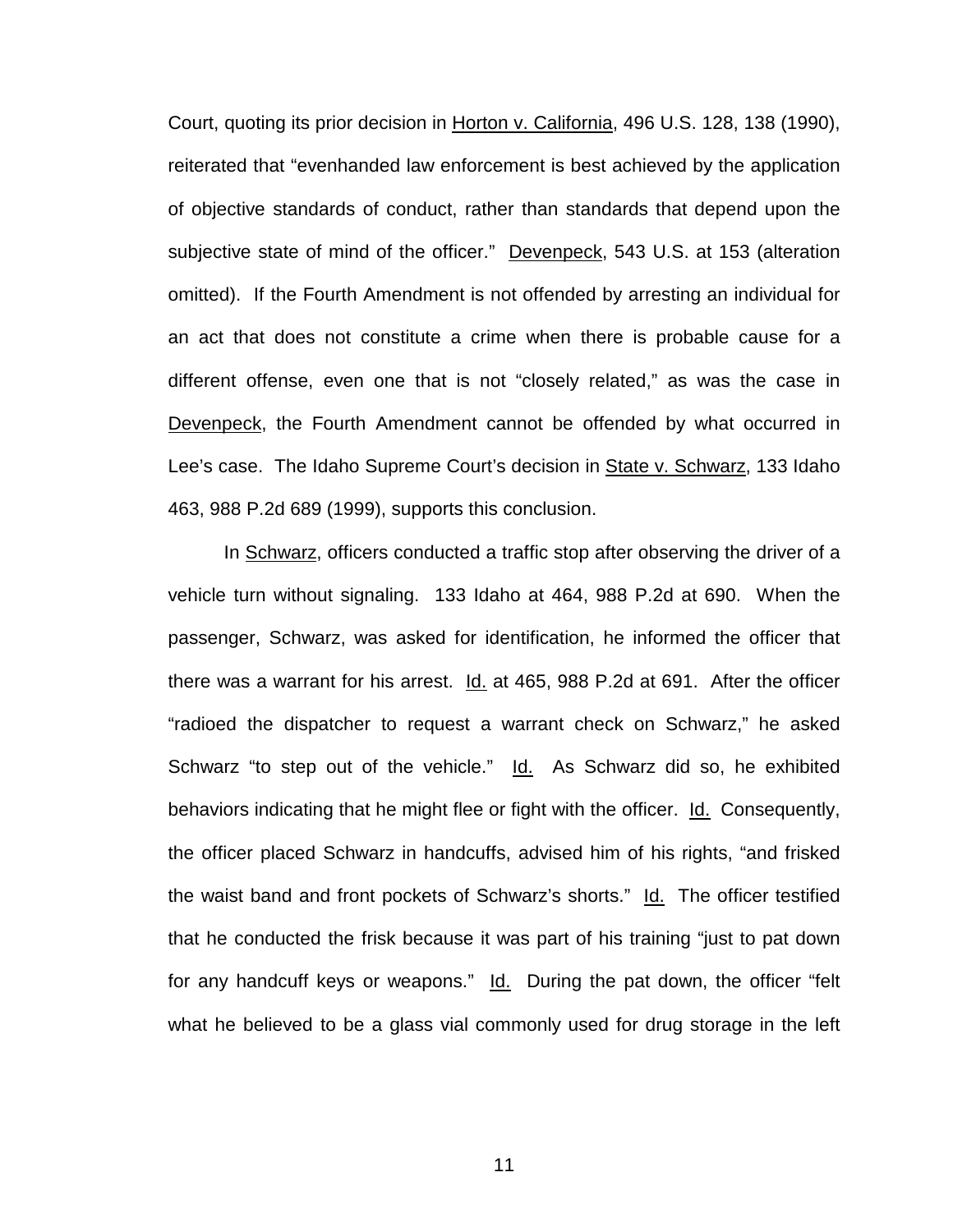Court, quoting its prior decision in Horton v. California, 496 U.S. 128, 138 (1990), reiterated that "evenhanded law enforcement is best achieved by the application of objective standards of conduct, rather than standards that depend upon the subjective state of mind of the officer." Devenpeck, 543 U.S. at 153 (alteration omitted). If the Fourth Amendment is not offended by arresting an individual for an act that does not constitute a crime when there is probable cause for a different offense, even one that is not "closely related," as was the case in Devenpeck, the Fourth Amendment cannot be offended by what occurred in Lee's case. The Idaho Supreme Court's decision in State v. Schwarz, 133 Idaho 463, 988 P.2d 689 (1999), supports this conclusion.

In Schwarz, officers conducted a traffic stop after observing the driver of a vehicle turn without signaling. 133 Idaho at 464, 988 P.2d at 690. When the passenger, Schwarz, was asked for identification, he informed the officer that there was a warrant for his arrest. Id. at 465, 988 P.2d at 691. After the officer "radioed the dispatcher to request a warrant check on Schwarz," he asked Schwarz "to step out of the vehicle." Id. As Schwarz did so, he exhibited behaviors indicating that he might flee or fight with the officer. Id. Consequently, the officer placed Schwarz in handcuffs, advised him of his rights, "and frisked the waist band and front pockets of Schwarz's shorts." Id. The officer testified that he conducted the frisk because it was part of his training "just to pat down for any handcuff keys or weapons." Id. During the pat down, the officer "felt what he believed to be a glass vial commonly used for drug storage in the left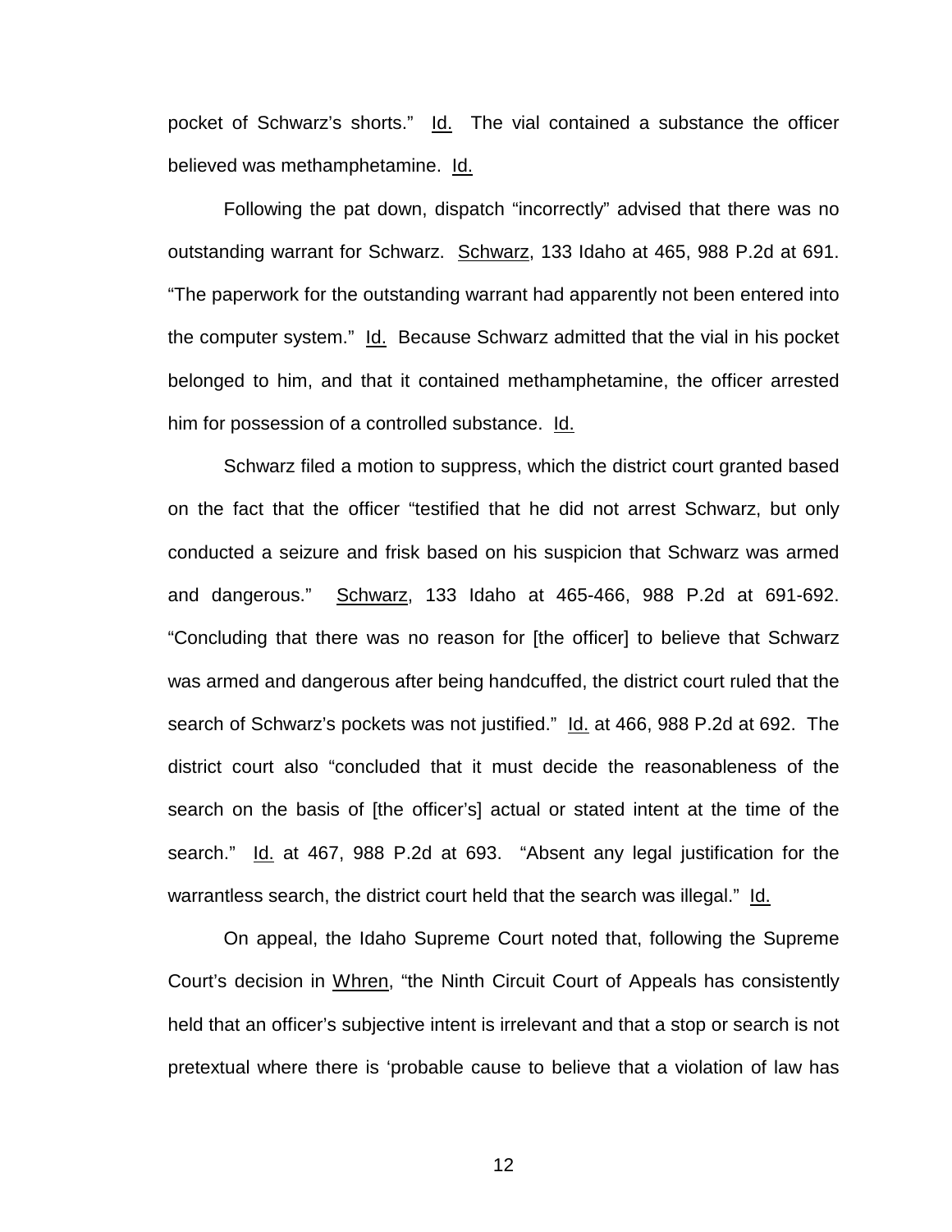pocket of Schwarz's shorts." Id. The vial contained a substance the officer believed was methamphetamine. Id.

Following the pat down, dispatch "incorrectly" advised that there was no outstanding warrant for Schwarz. Schwarz, 133 Idaho at 465, 988 P.2d at 691. "The paperwork for the outstanding warrant had apparently not been entered into the computer system." Id. Because Schwarz admitted that the vial in his pocket belonged to him, and that it contained methamphetamine, the officer arrested him for possession of a controlled substance. Id.

Schwarz filed a motion to suppress, which the district court granted based on the fact that the officer "testified that he did not arrest Schwarz, but only conducted a seizure and frisk based on his suspicion that Schwarz was armed and dangerous." Schwarz, 133 Idaho at 465-466, 988 P.2d at 691-692. "Concluding that there was no reason for [the officer] to believe that Schwarz was armed and dangerous after being handcuffed, the district court ruled that the search of Schwarz's pockets was not justified." Id. at 466, 988 P.2d at 692. The district court also "concluded that it must decide the reasonableness of the search on the basis of [the officer's] actual or stated intent at the time of the search." Id. at 467, 988 P.2d at 693. "Absent any legal justification for the warrantless search, the district court held that the search was illegal." Id.

On appeal, the Idaho Supreme Court noted that, following the Supreme Court's decision in Whren, "the Ninth Circuit Court of Appeals has consistently held that an officer's subjective intent is irrelevant and that a stop or search is not pretextual where there is 'probable cause to believe that a violation of law has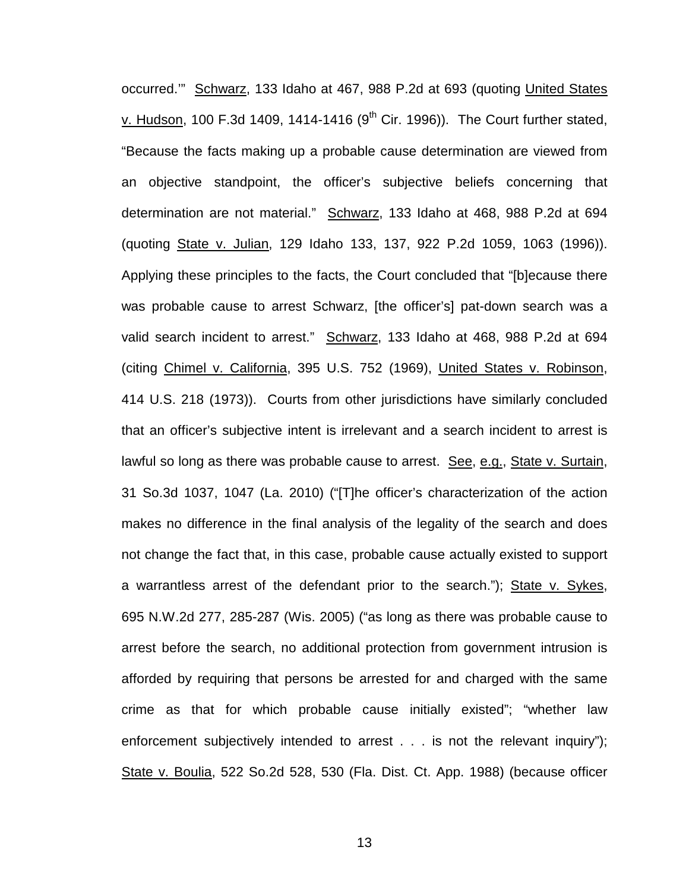occurred.'" Schwarz, 133 Idaho at 467, 988 P.2d at 693 (quoting United States v. Hudson, 100 F.3d 1409, 1414-1416 (9th Cir. 1996)). The Court further stated, "Because the facts making up a probable cause determination are viewed from an objective standpoint, the officer's subjective beliefs concerning that determination are not material." Schwarz, 133 Idaho at 468, 988 P.2d at 694 (quoting State v. Julian, 129 Idaho 133, 137, 922 P.2d 1059, 1063 (1996)). Applying these principles to the facts, the Court concluded that "[b]ecause there was probable cause to arrest Schwarz, [the officer's] pat-down search was a valid search incident to arrest." Schwarz, 133 Idaho at 468, 988 P.2d at 694 (citing Chimel v. California, 395 U.S. 752 (1969), United States v. Robinson, 414 U.S. 218 (1973)). Courts from other jurisdictions have similarly concluded that an officer's subjective intent is irrelevant and a search incident to arrest is lawful so long as there was probable cause to arrest. See, e.g., State v. Surtain, 31 So.3d 1037, 1047 (La. 2010) ("[T]he officer's characterization of the action makes no difference in the final analysis of the legality of the search and does not change the fact that, in this case, probable cause actually existed to support a warrantless arrest of the defendant prior to the search."); State v. Sykes, 695 N.W.2d 277, 285-287 (Wis. 2005) ("as long as there was probable cause to arrest before the search, no additional protection from government intrusion is afforded by requiring that persons be arrested for and charged with the same crime as that for which probable cause initially existed"; "whether law enforcement subjectively intended to arrest . . . is not the relevant inquiry"); State v. Boulia, 522 So.2d 528, 530 (Fla. Dist. Ct. App. 1988) (because officer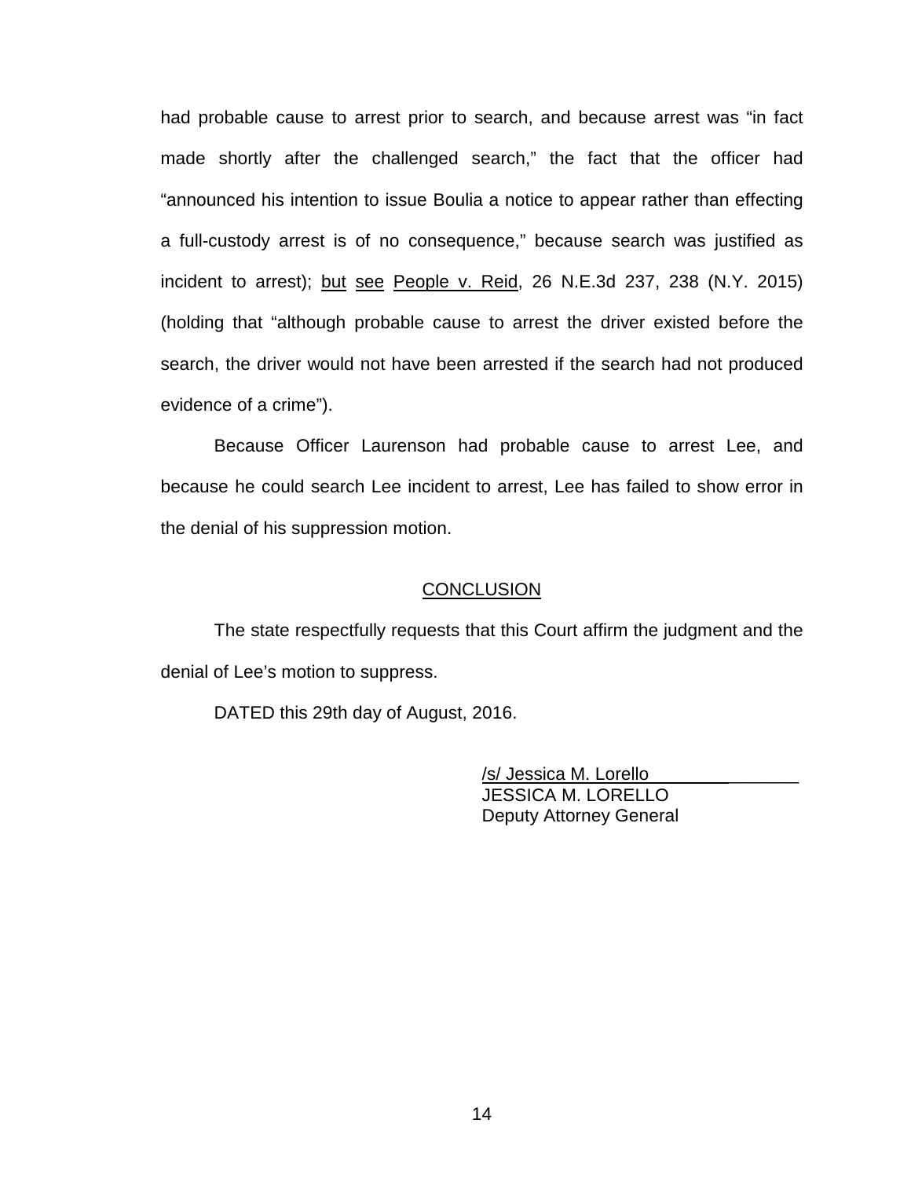had probable cause to arrest prior to search, and because arrest was "in fact made shortly after the challenged search," the fact that the officer had "announced his intention to issue Boulia a notice to appear rather than effecting a full-custody arrest is of no consequence," because search was justified as incident to arrest); but see People v. Reid, 26 N.E.3d 237, 238 (N.Y. 2015) (holding that "although probable cause to arrest the driver existed before the search, the driver would not have been arrested if the search had not produced evidence of a crime").

Because Officer Laurenson had probable cause to arrest Lee, and because he could search Lee incident to arrest, Lee has failed to show error in the denial of his suppression motion.

## CONCLUSION

The state respectfully requests that this Court affirm the judgment and the denial of Lee's motion to suppress.

DATED this 29th day of August, 2016.

/s/ Jessica M. Lorello
JESSICA M. LORELLO
Deputy Attorney General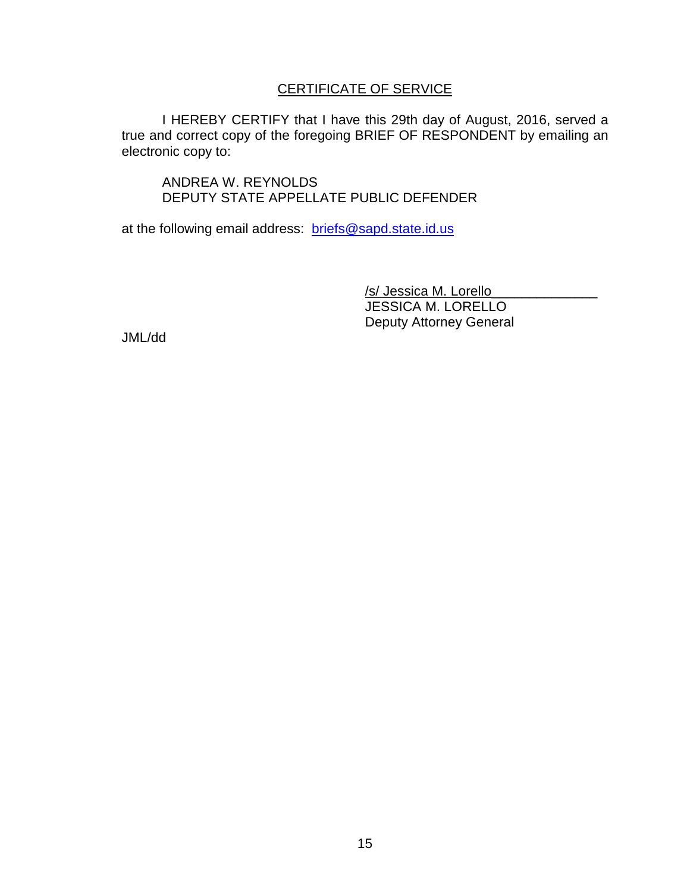## CERTIFICATE OF SERVICE

I HEREBY CERTIFY that I have this 29th day of August, 2016, served a true and correct copy of the foregoing BRIEF OF RESPONDENT by emailing an electronic copy to:

ANDREA W. REYNOLDS
DEPUTY STATE APPELLATE PUBLIC DEFENDER

at the following email address: briefs@sapd.state.id.us

/s/ Jessica M. Lorello
JESSICA M. LORELLO
Deputy Attorney General

JML/dd